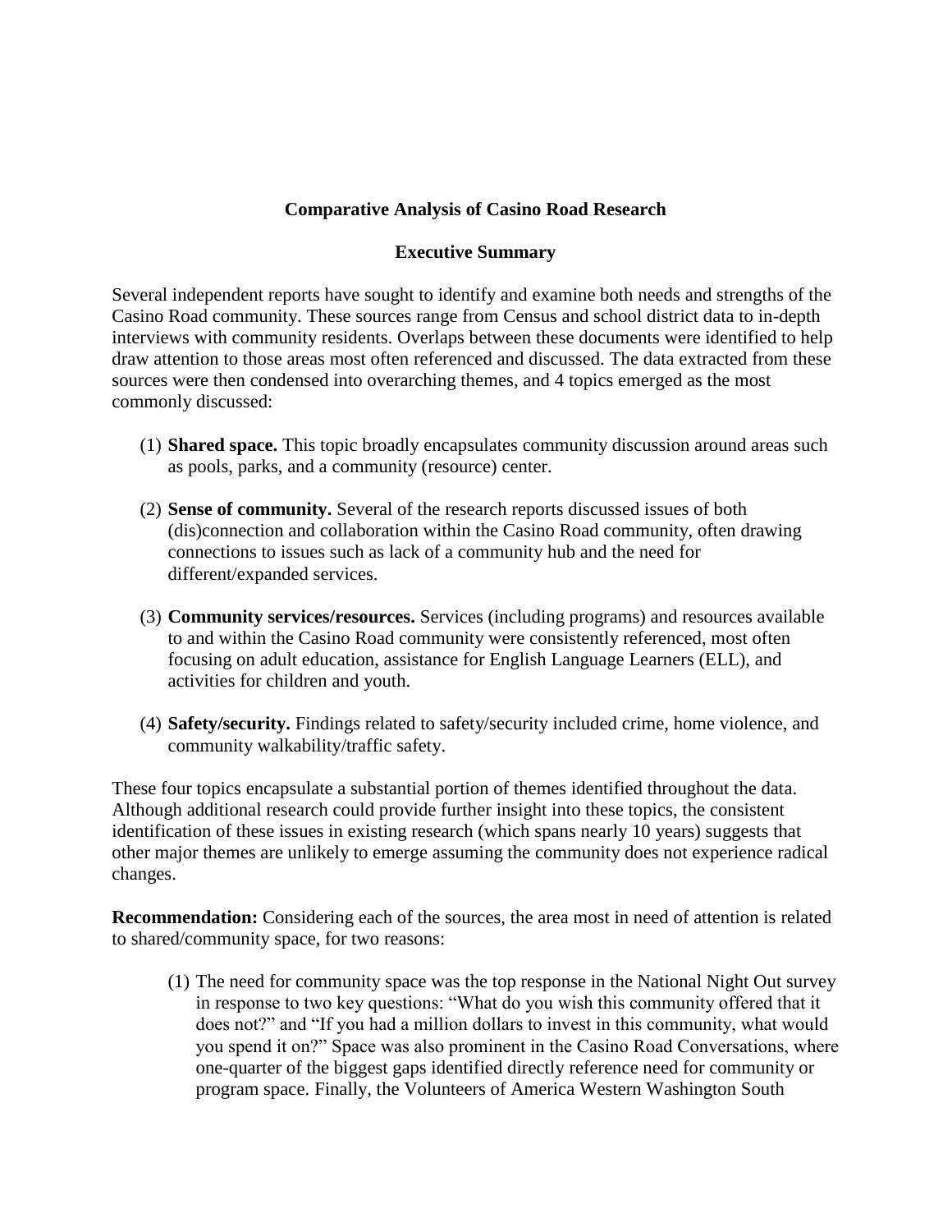# Comparative Analysis of Casino Road Research

## Executive Summary

Several independent reports have sought to identify and examine both needs and strengths of the Casino Road community. These sources range from Census and school district data to in-depth interviews with community residents. Overlaps between these documents were identified to help draw attention to those areas most often referenced and discussed. The data extracted from these sources were then condensed into overarching themes, and 4 topics emerged as the most commonly discussed:

(1) **Shared space.** This topic broadly encapsulates community discussion around areas such as pools, parks, and a community (resource) center.

(2) **Sense of community.** Several of the research reports discussed issues of both (dis)connection and collaboration within the Casino Road community, often drawing connections to issues such as lack of a community hub and the need for different/expanded services.

(3) **Community services/resources.** Services (including programs) and resources available to and within the Casino Road community were consistently referenced, most often focusing on adult education, assistance for English Language Learners (ELL), and activities for children and youth.

(4) **Safety/security.** Findings related to safety/security included crime, home violence, and community walkability/traffic safety.

These four topics encapsulate a substantial portion of themes identified throughout the data. Although additional research could provide further insight into these topics, the consistent identification of these issues in existing research (which spans nearly 10 years) suggests that other major themes are unlikely to emerge assuming the community does not experience radical changes.

**Recommendation:** Considering each of the sources, the area most in need of attention is related to shared/community space, for two reasons:

(1) The need for community space was the top response in the National Night Out survey in response to two key questions: "What do you wish this community offered that it does not?" and "If you had a million dollars to invest in this community, what would you spend it on?" Space was also prominent in the Casino Road Conversations, where one-quarter of the biggest gaps identified directly reference need for community or program space. Finally, the Volunteers of America Western Washington South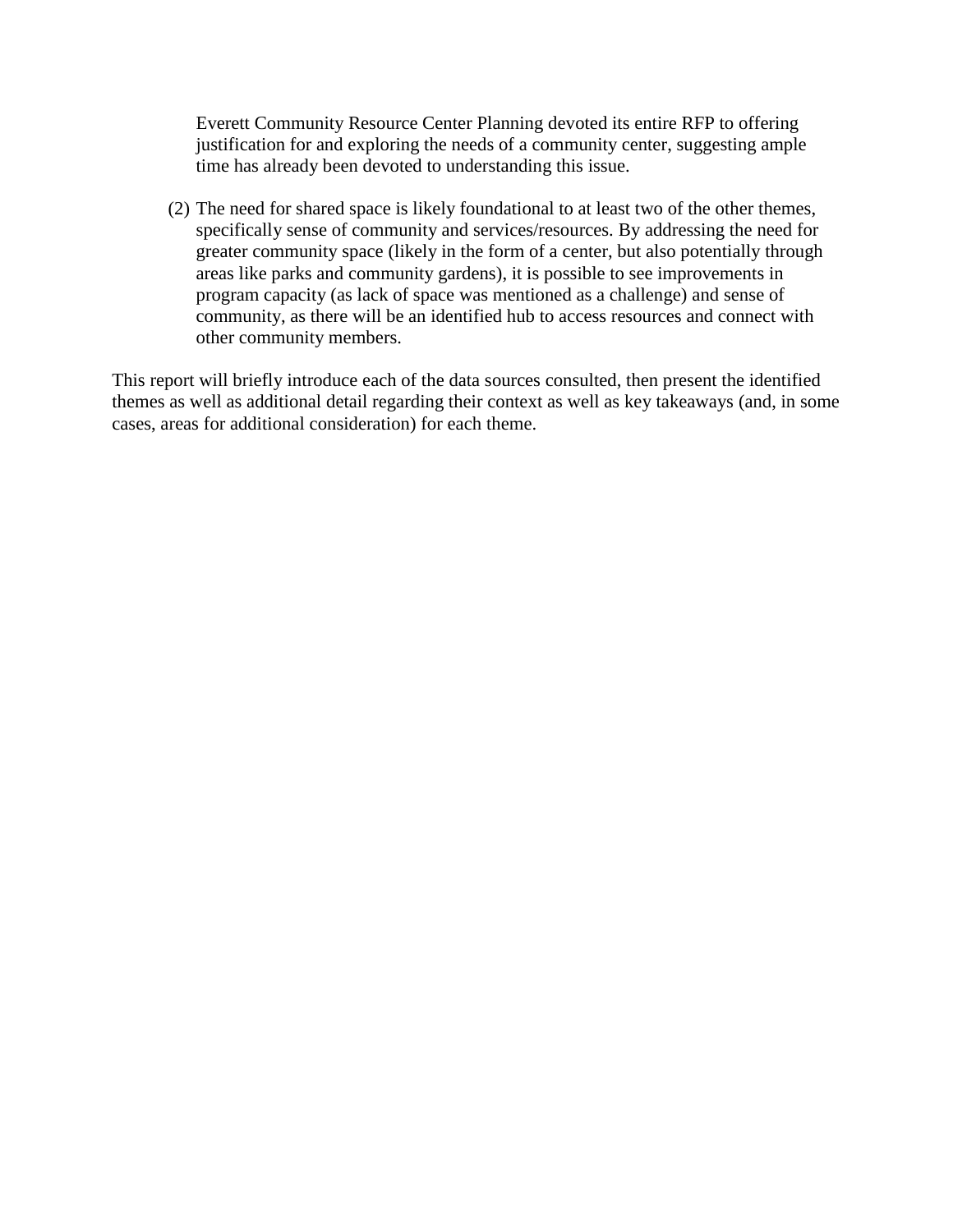Everett Community Resource Center Planning devoted its entire RFP to offering justification for and exploring the needs of a community center, suggesting ample time has already been devoted to understanding this issue.

(2) The need for shared space is likely foundational to at least two of the other themes, specifically sense of community and services/resources. By addressing the need for greater community space (likely in the form of a center, but also potentially through areas like parks and community gardens), it is possible to see improvements in program capacity (as lack of space was mentioned as a challenge) and sense of community, as there will be an identified hub to access resources and connect with other community members.

This report will briefly introduce each of the data sources consulted, then present the identified themes as well as additional detail regarding their context as well as key takeaways (and, in some cases, areas for additional consideration) for each theme.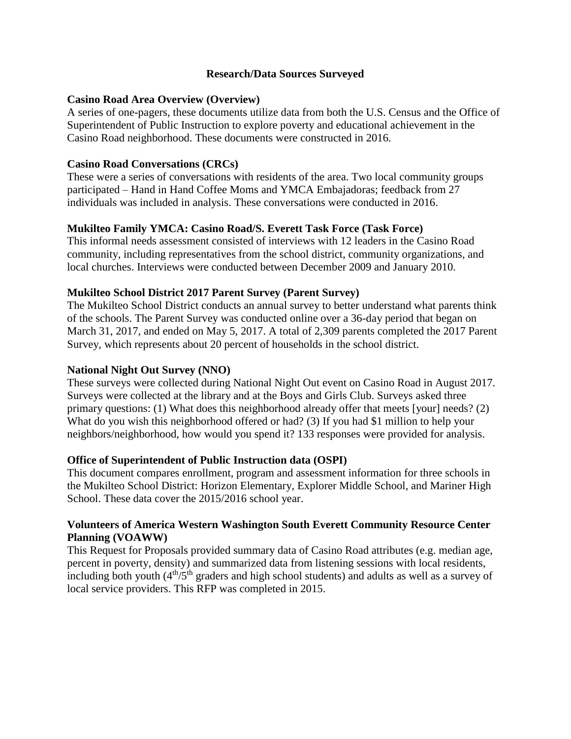## Research/Data Sources Surveyed

### Casino Road Area Overview (Overview)

A series of one-pagers, these documents utilize data from both the U.S. Census and the Office of Superintendent of Public Instruction to explore poverty and educational achievement in the Casino Road neighborhood. These documents were constructed in 2016.

### Casino Road Conversations (CRCs)

These were a series of conversations with residents of the area. Two local community groups participated – Hand in Hand Coffee Moms and YMCA Embajadoras; feedback from 27 individuals was included in analysis. These conversations were conducted in 2016.

### Mukilteo Family YMCA: Casino Road/S. Everett Task Force (Task Force)

This informal needs assessment consisted of interviews with 12 leaders in the Casino Road community, including representatives from the school district, community organizations, and local churches. Interviews were conducted between December 2009 and January 2010.

### Mukilteo School District 2017 Parent Survey (Parent Survey)

The Mukilteo School District conducts an annual survey to better understand what parents think of the schools. The Parent Survey was conducted online over a 36-day period that began on March 31, 2017, and ended on May 5, 2017. A total of 2,309 parents completed the 2017 Parent Survey, which represents about 20 percent of households in the school district.

### National Night Out Survey (NNO)

These surveys were collected during National Night Out event on Casino Road in August 2017. Surveys were collected at the library and at the Boys and Girls Club. Surveys asked three primary questions: (1) What does this neighborhood already offer that meets [your] needs? (2) What do you wish this neighborhood offered or had? (3) If you had $1 million to help your neighbors/neighborhood, how would you spend it? 133 responses were provided for analysis.

### Office of Superintendent of Public Instruction data (OSPI)

This document compares enrollment, program and assessment information for three schools in the Mukilteo School District: Horizon Elementary, Explorer Middle School, and Mariner High School. These data cover the 2015/2016 school year.

### Volunteers of America Western Washington South Everett Community Resource Center Planning (VOAWW)

This Request for Proposals provided summary data of Casino Road attributes (e.g. median age, percent in poverty, density) and summarized data from listening sessions with local residents, including both youth (4th/5th graders and high school students) and adults as well as a survey of local service providers. This RFP was completed in 2015.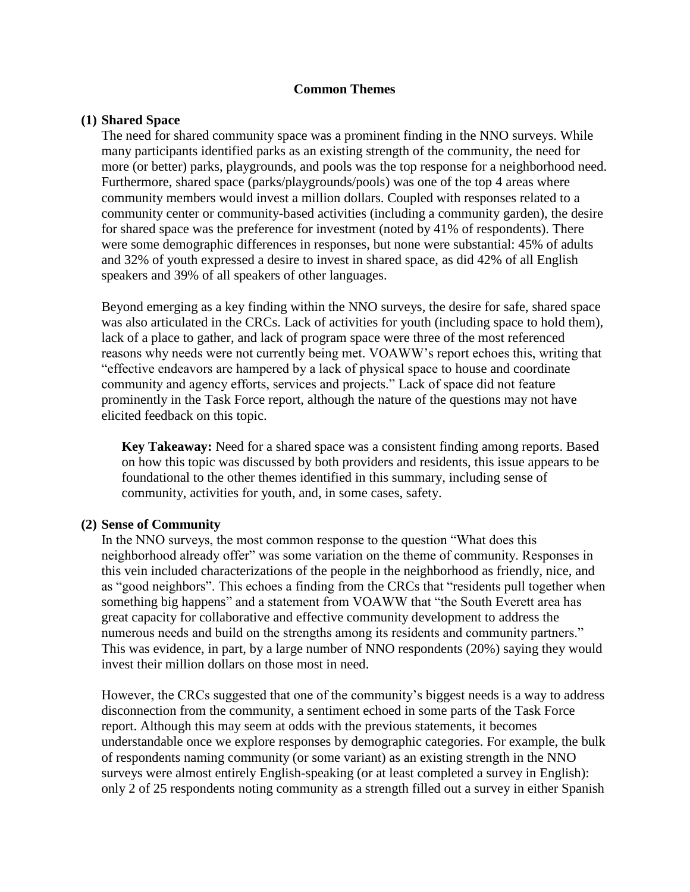## Common Themes

### (1) Shared Space

The need for shared community space was a prominent finding in the NNO surveys. While many participants identified parks as an existing strength of the community, the need for more (or better) parks, playgrounds, and pools was the top response for a neighborhood need. Furthermore, shared space (parks/playgrounds/pools) was one of the top 4 areas where community members would invest a million dollars. Coupled with responses related to a community center or community-based activities (including a community garden), the desire for shared space was the preference for investment (noted by 41% of respondents). There were some demographic differences in responses, but none were substantial: 45% of adults and 32% of youth expressed a desire to invest in shared space, as did 42% of all English speakers and 39% of all speakers of other languages.

Beyond emerging as a key finding within the NNO surveys, the desire for safe, shared space was also articulated in the CRCs. Lack of activities for youth (including space to hold them), lack of a place to gather, and lack of program space were three of the most referenced reasons why needs were not currently being met. VOAWW's report echoes this, writing that "effective endeavors are hampered by a lack of physical space to house and coordinate community and agency efforts, services and projects." Lack of space did not feature prominently in the Task Force report, although the nature of the questions may not have elicited feedback on this topic.

> **Key Takeaway:** Need for a shared space was a consistent finding among reports. Based on how this topic was discussed by both providers and residents, this issue appears to be foundational to the other themes identified in this summary, including sense of community, activities for youth, and, in some cases, safety.

### (2) Sense of Community

In the NNO surveys, the most common response to the question "What does this neighborhood already offer" was some variation on the theme of community. Responses in this vein included characterizations of the people in the neighborhood as friendly, nice, and as "good neighbors". This echoes a finding from the CRCs that "residents pull together when something big happens" and a statement from VOAWW that "the South Everett area has great capacity for collaborative and effective community development to address the numerous needs and build on the strengths among its residents and community partners." This was evidence, in part, by a large number of NNO respondents (20%) saying they would invest their million dollars on those most in need.

However, the CRCs suggested that one of the community's biggest needs is a way to address disconnection from the community, a sentiment echoed in some parts of the Task Force report. Although this may seem at odds with the previous statements, it becomes understandable once we explore responses by demographic categories. For example, the bulk of respondents naming community (or some variant) as an existing strength in the NNO surveys were almost entirely English-speaking (or at least completed a survey in English): only 2 of 25 respondents noting community as a strength filled out a survey in either Spanish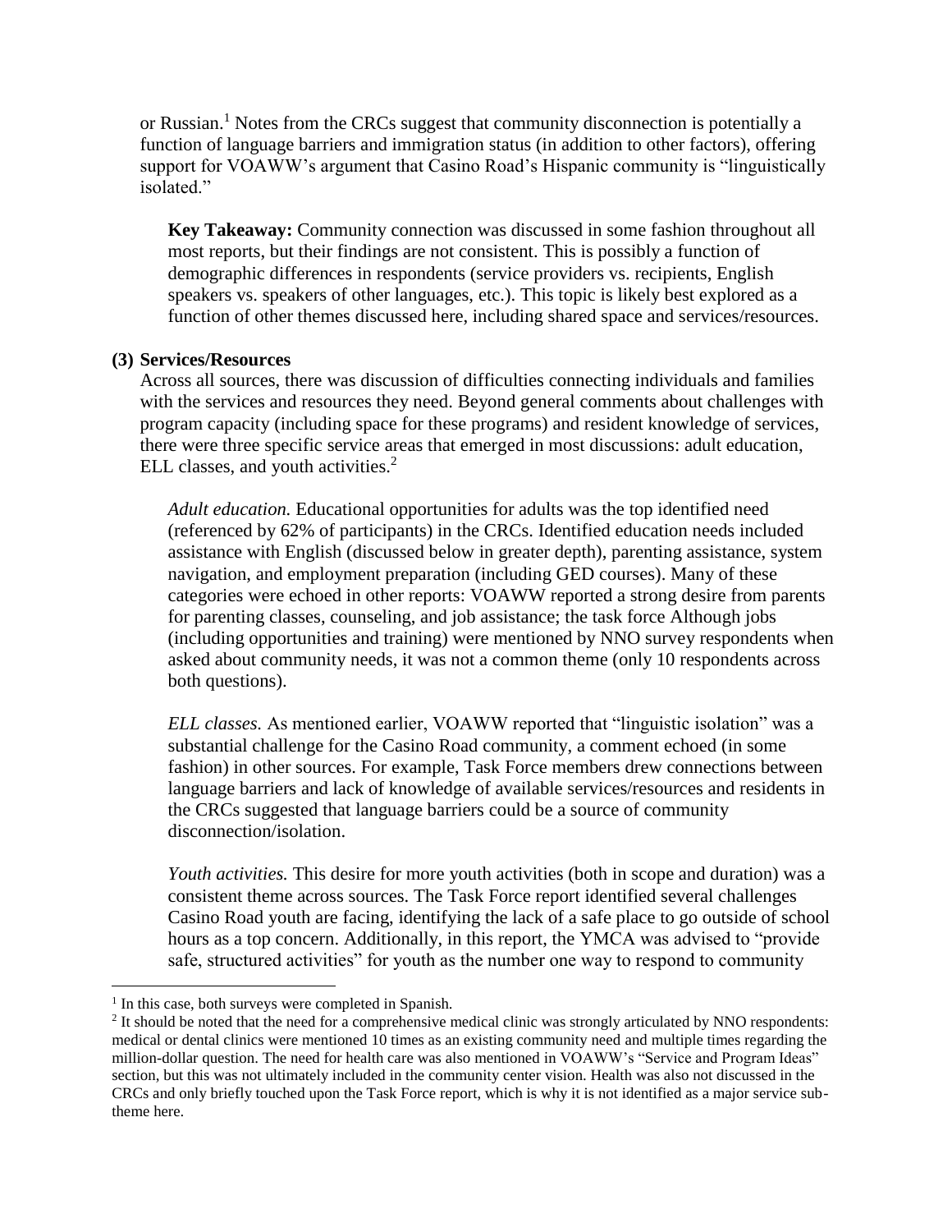or Russian.[1] Notes from the CRCs suggest that community disconnection is potentially a function of language barriers and immigration status (in addition to other factors), offering support for VOAWW's argument that Casino Road's Hispanic community is "linguistically isolated."

> **Key Takeaway:** Community connection was discussed in some fashion throughout all most reports, but their findings are not consistent. This is possibly a function of demographic differences in respondents (service providers vs. recipients, English speakers vs. speakers of other languages, etc.). This topic is likely best explored as a function of other themes discussed here, including shared space and services/resources.

**(3) Services/Resources**

Across all sources, there was discussion of difficulties connecting individuals and families with the services and resources they need. Beyond general comments about challenges with program capacity (including space for these programs) and resident knowledge of services, there were three specific service areas that emerged in most discussions: adult education, ELL classes, and youth activities.[2]

*Adult education.* Educational opportunities for adults was the top identified need (referenced by 62% of participants) in the CRCs. Identified education needs included assistance with English (discussed below in greater depth), parenting assistance, system navigation, and employment preparation (including GED courses). Many of these categories were echoed in other reports: VOAWW reported a strong desire from parents for parenting classes, counseling, and job assistance; the task force Although jobs (including opportunities and training) were mentioned by NNO survey respondents when asked about community needs, it was not a common theme (only 10 respondents across both questions).

*ELL classes.* As mentioned earlier, VOAWW reported that "linguistic isolation" was a substantial challenge for the Casino Road community, a comment echoed (in some fashion) in other sources. For example, Task Force members drew connections between language barriers and lack of knowledge of available services/resources and residents in the CRCs suggested that language barriers could be a source of community disconnection/isolation.

*Youth activities.* This desire for more youth activities (both in scope and duration) was a consistent theme across sources. The Task Force report identified several challenges Casino Road youth are facing, identifying the lack of a safe place to go outside of school hours as a top concern. Additionally, in this report, the YMCA was advised to "provide safe, structured activities" for youth as the number one way to respond to community

---

[1] In this case, both surveys were completed in Spanish.

[2] It should be noted that the need for a comprehensive medical clinic was strongly articulated by NNO respondents: medical or dental clinics were mentioned 10 times as an existing community need and multiple times regarding the million-dollar question. The need for health care was also mentioned in VOAWW's "Service and Program Ideas" section, but this was not ultimately included in the community center vision. Health was also not discussed in the CRCs and only briefly touched upon the Task Force report, which is why it is not identified as a major service sub-theme here.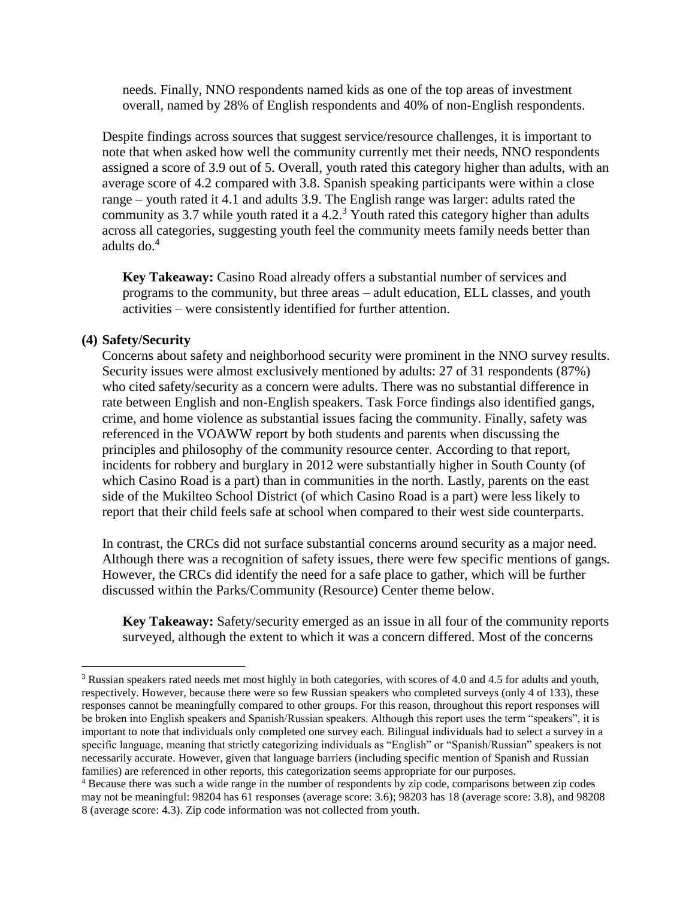needs. Finally, NNO respondents named kids as one of the top areas of investment overall, named by 28% of English respondents and 40% of non-English respondents.

Despite findings across sources that suggest service/resource challenges, it is important to note that when asked how well the community currently met their needs, NNO respondents assigned a score of 3.9 out of 5. Overall, youth rated this category higher than adults, with an average score of 4.2 compared with 3.8. Spanish speaking participants were within a close range – youth rated it 4.1 and adults 3.9. The English range was larger: adults rated the community as 3.7 while youth rated it a 4.2.[3] Youth rated this category higher than adults across all categories, suggesting youth feel the community meets family needs better than adults do.[4]

**Key Takeaway:** Casino Road already offers a substantial number of services and programs to the community, but three areas – adult education, ELL classes, and youth activities – were consistently identified for further attention.

**(4) Safety/Security**

Concerns about safety and neighborhood security were prominent in the NNO survey results. Security issues were almost exclusively mentioned by adults: 27 of 31 respondents (87%) who cited safety/security as a concern were adults. There was no substantial difference in rate between English and non-English speakers. Task Force findings also identified gangs, crime, and home violence as substantial issues facing the community. Finally, safety was referenced in the VOAWW report by both students and parents when discussing the principles and philosophy of the community resource center. According to that report, incidents for robbery and burglary in 2012 were substantially higher in South County (of which Casino Road is a part) than in communities in the north. Lastly, parents on the east side of the Mukilteo School District (of which Casino Road is a part) were less likely to report that their child feels safe at school when compared to their west side counterparts.

In contrast, the CRCs did not surface substantial concerns around security as a major need. Although there was a recognition of safety issues, there were few specific mentions of gangs. However, the CRCs did identify the need for a safe place to gather, which will be further discussed within the Parks/Community (Resource) Center theme below.

**Key Takeaway:** Safety/security emerged as an issue in all four of the community reports surveyed, although the extent to which it was a concern differed. Most of the concerns

---

[3] Russian speakers rated needs met most highly in both categories, with scores of 4.0 and 4.5 for adults and youth, respectively. However, because there were so few Russian speakers who completed surveys (only 4 of 133), these responses cannot be meaningfully compared to other groups. For this reason, throughout this report responses will be broken into English speakers and Spanish/Russian speakers. Although this report uses the term "speakers", it is important to note that individuals only completed one survey each. Bilingual individuals had to select a survey in a specific language, meaning that strictly categorizing individuals as "English" or "Spanish/Russian" speakers is not necessarily accurate. However, given that language barriers (including specific mention of Spanish and Russian families) are referenced in other reports, this categorization seems appropriate for our purposes.

[4] Because there was such a wide range in the number of respondents by zip code, comparisons between zip codes may not be meaningful: 98204 has 61 responses (average score: 3.6); 98203 has 18 (average score: 3.8), and 98208 8 (average score: 4.3). Zip code information was not collected from youth.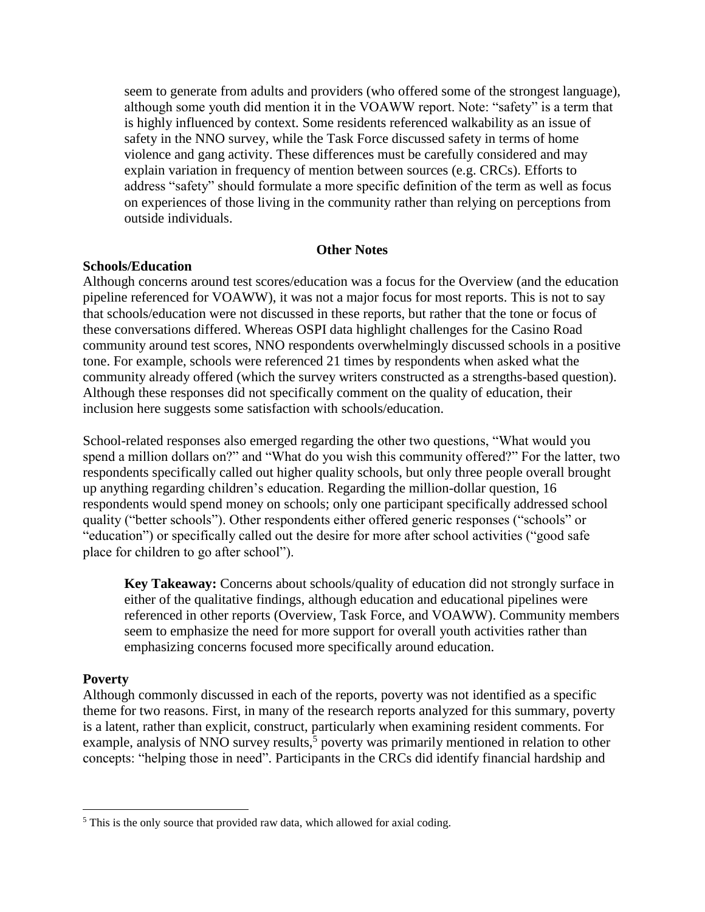seem to generate from adults and providers (who offered some of the strongest language), although some youth did mention it in the VOAWW report. Note: "safety" is a term that is highly influenced by context. Some residents referenced walkability as an issue of safety in the NNO survey, while the Task Force discussed safety in terms of home violence and gang activity. These differences must be carefully considered and may explain variation in frequency of mention between sources (e.g. CRCs). Efforts to address "safety" should formulate a more specific definition of the term as well as focus on experiences of those living in the community rather than relying on perceptions from outside individuals.

## Other Notes

### Schools/Education

Although concerns around test scores/education was a focus for the Overview (and the education pipeline referenced for VOAWW), it was not a major focus for most reports. This is not to say that schools/education were not discussed in these reports, but rather that the tone or focus of these conversations differed. Whereas OSPI data highlight challenges for the Casino Road community around test scores, NNO respondents overwhelmingly discussed schools in a positive tone. For example, schools were referenced 21 times by respondents when asked what the community already offered (which the survey writers constructed as a strengths-based question). Although these responses did not specifically comment on the quality of education, their inclusion here suggests some satisfaction with schools/education.

School-related responses also emerged regarding the other two questions, "What would you spend a million dollars on?" and "What do you wish this community offered?" For the latter, two respondents specifically called out higher quality schools, but only three people overall brought up anything regarding children's education. Regarding the million-dollar question, 16 respondents would spend money on schools; only one participant specifically addressed school quality ("better schools"). Other respondents either offered generic responses ("schools" or "education") or specifically called out the desire for more after school activities ("good safe place for children to go after school").

> **Key Takeaway:** Concerns about schools/quality of education did not strongly surface in either of the qualitative findings, although education and educational pipelines were referenced in other reports (Overview, Task Force, and VOAWW). Community members seem to emphasize the need for more support for overall youth activities rather than emphasizing concerns focused more specifically around education.

### Poverty

Although commonly discussed in each of the reports, poverty was not identified as a specific theme for two reasons. First, in many of the research reports analyzed for this summary, poverty is a latent, rather than explicit, construct, particularly when examining resident comments. For example, analysis of NNO survey results,[5] poverty was primarily mentioned in relation to other concepts: "helping those in need". Participants in the CRCs did identify financial hardship and

[5] This is the only source that provided raw data, which allowed for axial coding.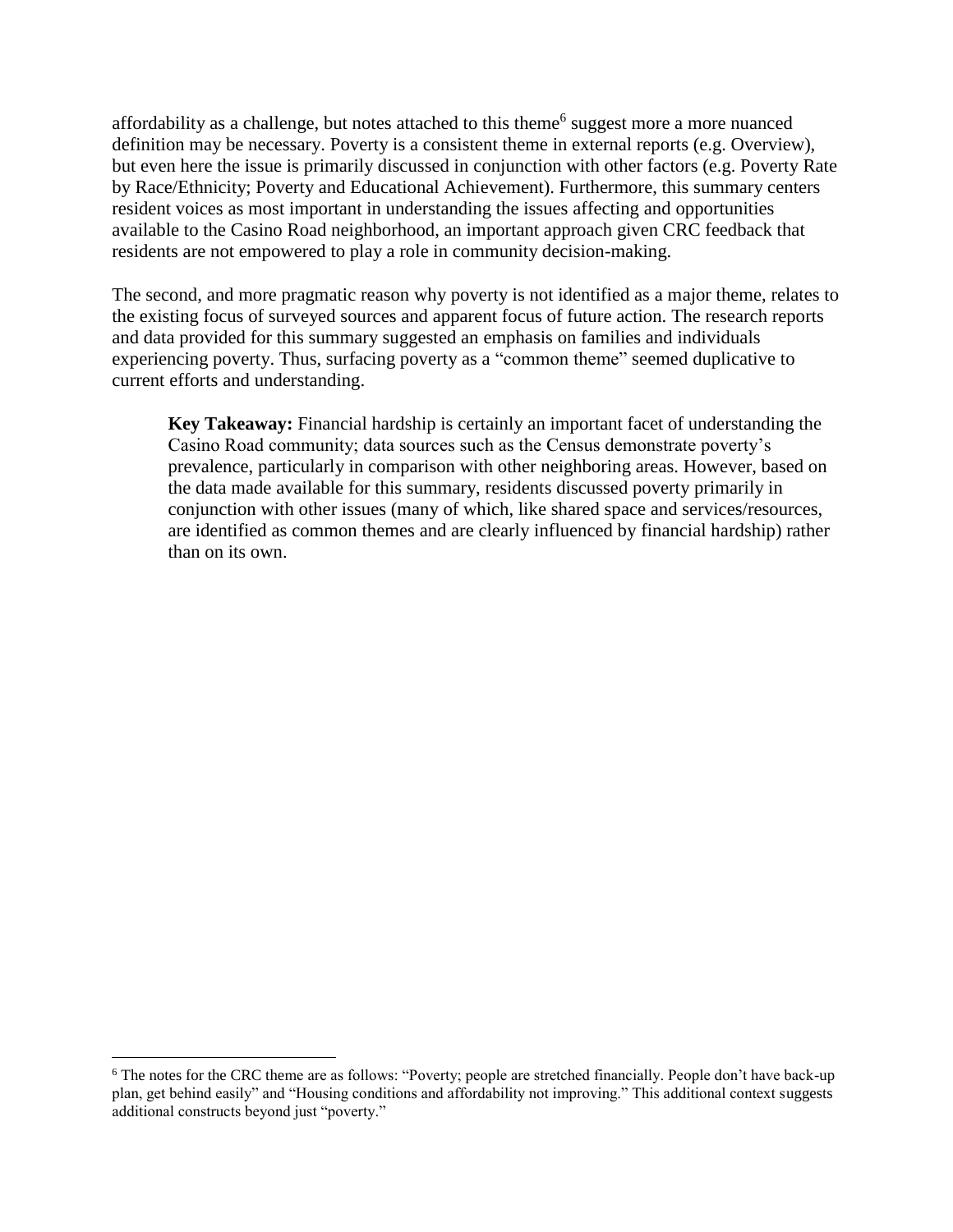affordability as a challenge, but notes attached to this theme[6] suggest more a more nuanced definition may be necessary. Poverty is a consistent theme in external reports (e.g. Overview), but even here the issue is primarily discussed in conjunction with other factors (e.g. Poverty Rate by Race/Ethnicity; Poverty and Educational Achievement). Furthermore, this summary centers resident voices as most important in understanding the issues affecting and opportunities available to the Casino Road neighborhood, an important approach given CRC feedback that residents are not empowered to play a role in community decision-making.

The second, and more pragmatic reason why poverty is not identified as a major theme, relates to the existing focus of surveyed sources and apparent focus of future action. The research reports and data provided for this summary suggested an emphasis on families and individuals experiencing poverty. Thus, surfacing poverty as a "common theme" seemed duplicative to current efforts and understanding.

> **Key Takeaway:** Financial hardship is certainly an important facet of understanding the Casino Road community; data sources such as the Census demonstrate poverty's prevalence, particularly in comparison with other neighboring areas. However, based on the data made available for this summary, residents discussed poverty primarily in conjunction with other issues (many of which, like shared space and services/resources, are identified as common themes and are clearly influenced by financial hardship) rather than on its own.

[6] The notes for the CRC theme are as follows: "Poverty; people are stretched financially. People don't have back-up plan, get behind easily" and "Housing conditions and affordability not improving." This additional context suggests additional constructs beyond just "poverty."